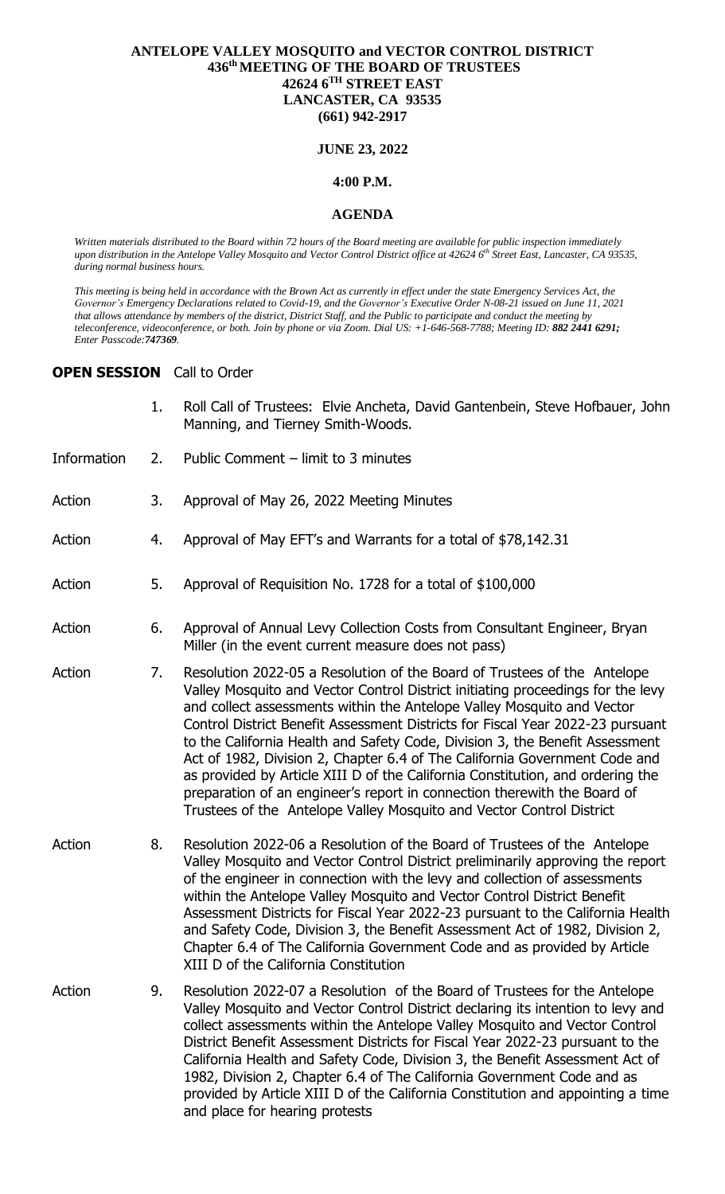# ANTELOPE VALLEY MOSQUITO and VECTOR CONTROL DISTRICT
## 436th MEETING OF THE BOARD OF TRUSTEES
### 42624 6TH STREET EAST
### LANCASTER, CA 93535
### (661) 942-2917

**JUNE 23, 2022**

**4:00 P.M.**

**AGENDA**

*Written materials distributed to the Board within 72 hours of the Board meeting are available for public inspection immediately upon distribution in the Antelope Valley Mosquito and Vector Control District office at 42624 6th Street East, Lancaster, CA 93535, during normal business hours.*

*This meeting is being held in accordance with the Brown Act as currently in effect under the state Emergency Services Act, the Governor's Emergency Declarations related to Covid-19, and the Governor's Executive Order N-08-21 issued on June 11, 2021 that allows attendance by members of the district, District Staff, and the Public to participate and conduct the meeting by teleconference, videoconference, or both. Join by phone or via Zoom. Dial US: +1-646-568-7788; Meeting ID: **882 2441 6291;** Enter Passcode:**747369**.*

**OPEN SESSION** Call to Order

| | | |
|---|---|---|
| | 1. | Roll Call of Trustees: Elvie Ancheta, David Gantenbein, Steve Hofbauer, John Manning, and Tierney Smith-Woods. |
| Information | 2. | Public Comment – limit to 3 minutes |
| Action | 3. | Approval of May 26, 2022 Meeting Minutes |
| Action | 4. | Approval of May EFT's and Warrants for a total of $78,142.31 |
| Action | 5. | Approval of Requisition No. 1728 for a total of $100,000 |
| Action | 6. | Approval of Annual Levy Collection Costs from Consultant Engineer, Bryan Miller (in the event current measure does not pass) |
| Action | 7. | Resolution 2022-05 a Resolution of the Board of Trustees of the Antelope Valley Mosquito and Vector Control District initiating proceedings for the levy and collect assessments within the Antelope Valley Mosquito and Vector Control District Benefit Assessment Districts for Fiscal Year 2022-23 pursuant to the California Health and Safety Code, Division 3, the Benefit Assessment Act of 1982, Division 2, Chapter 6.4 of The California Government Code and as provided by Article XIII D of the California Constitution, and ordering the preparation of an engineer's report in connection therewith the Board of Trustees of the Antelope Valley Mosquito and Vector Control District |
| Action | 8. | Resolution 2022-06 a Resolution of the Board of Trustees of the Antelope Valley Mosquito and Vector Control District preliminarily approving the report of the engineer in connection with the levy and collection of assessments within the Antelope Valley Mosquito and Vector Control District Benefit Assessment Districts for Fiscal Year 2022-23 pursuant to the California Health and Safety Code, Division 3, the Benefit Assessment Act of 1982, Division 2, Chapter 6.4 of The California Government Code and as provided by Article XIII D of the California Constitution |
| Action | 9. | Resolution 2022-07 a Resolution of the Board of Trustees for the Antelope Valley Mosquito and Vector Control District declaring its intention to levy and collect assessments within the Antelope Valley Mosquito and Vector Control District Benefit Assessment Districts for Fiscal Year 2022-23 pursuant to the California Health and Safety Code, Division 3, the Benefit Assessment Act of 1982, Division 2, Chapter 6.4 of The California Government Code and as provided by Article XIII D of the California Constitution and appointing a time and place for hearing protests |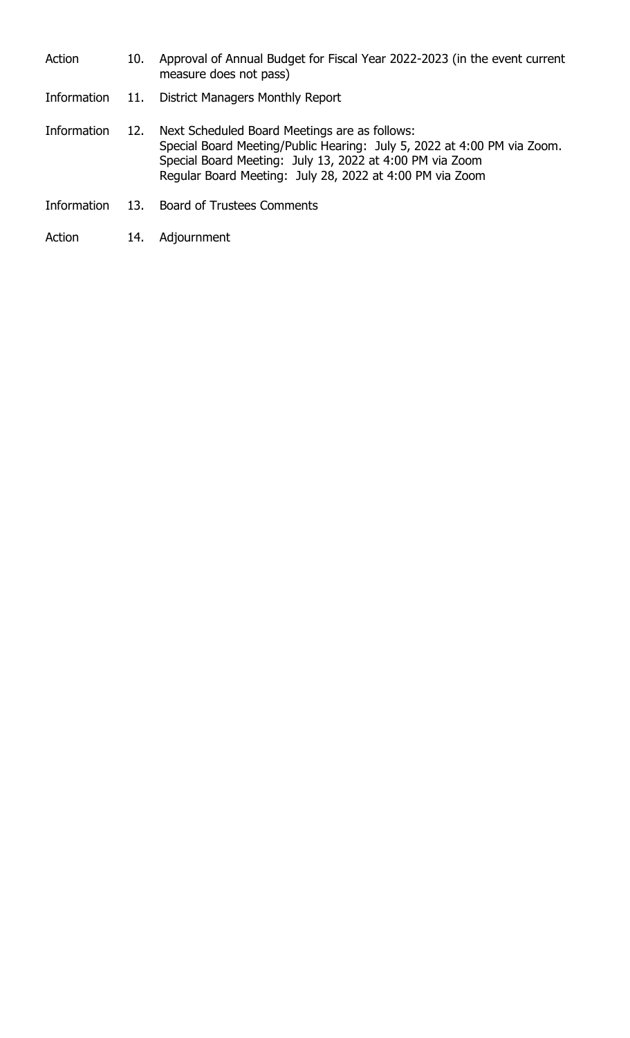| | | |
|---|---|---|
| Action | 10. | Approval of Annual Budget for Fiscal Year 2022-2023 (in the event current measure does not pass) |
| Information | 11. | District Managers Monthly Report |
| Information | 12. | Next Scheduled Board Meetings are as follows:<br>Special Board Meeting/Public Hearing: July 5, 2022 at 4:00 PM via Zoom.<br>Special Board Meeting: July 13, 2022 at 4:00 PM via Zoom<br>Regular Board Meeting: July 28, 2022 at 4:00 PM via Zoom |
| Information | 13. | Board of Trustees Comments |
| Action | 14. | Adjournment |